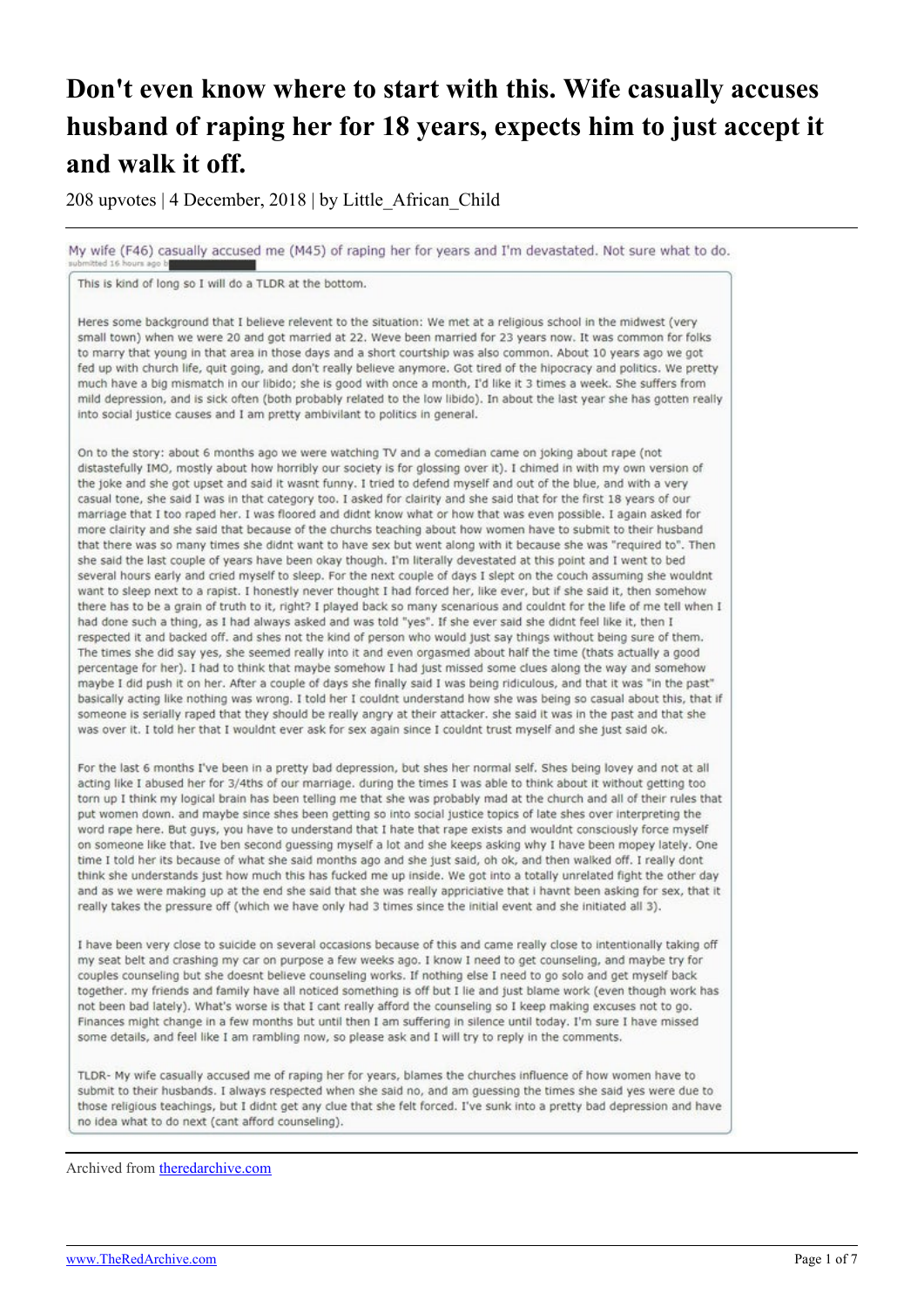# Don't even know where to start with this. Wife casually accuses husband of raping her for 18 years, expects him to just accept it and walk it off.

208 upvotes | 4 December, 2018 | by Little_African_Child

My wife (F46) casually accused me (M45) of raping her for years and I'm devastated. Not sure what to do.

submitted 16 hours ago b

This is kind of long so I will do a TLDR at the bottom.

Heres some background that I believe relevent to the situation: We met at a religious school in the midwest (very small town) when we were 20 and got married at 22. Weve been married for 23 years now. It was common for folks to marry that young in that area in those days and a short courtship was also common. About 10 years ago we got fed up with church life, quit going, and don't really believe anymore. Got tired of the hipocracy and politics. We pretty much have a big mismatch in our libido; she is good with once a month, I'd like it 3 times a week. She suffers from mild depression, and is sick often (both probably related to the low libido). In about the last year she has gotten really into social justice causes and I am pretty ambivilant to politics in general.

On to the story: about 6 months ago we were watching TV and a comedian came on joking about rape (not distastefully IMO, mostly about how horribly our society is for glossing over it). I chimed in with my own version of the joke and she got upset and said it wasnt funny. I tried to defend myself and out of the blue, and with a very casual tone, she said I was in that category too. I asked for clairity and she said that for the first 18 years of our marriage that I too raped her. I was floored and didnt know what or how that was even possible. I again asked for more clairity and she said that because of the churchs teaching about how women have to submit to their husband that there was so many times she didnt want to have sex but went along with it because she was "required to". Then she said the last couple of years have been okay though. I'm literally devestated at this point and I went to bed several hours early and cried myself to sleep. For the next couple of days I slept on the couch assuming she wouldnt want to sleep next to a rapist. I honestly never thought I had forced her, like ever, but if she said it, then somehow there has to be a grain of truth to it, right? I played back so many scenarious and couldnt for the life of me tell when I had done such a thing, as I had always asked and was told "yes". If she ever said she didnt feel like it, then I respected it and backed off. and shes not the kind of person who would just say things without being sure of them. The times she did say yes, she seemed really into it and even orgasmed about half the time (thats actually a good percentage for her). I had to think that maybe somehow I had just missed some clues along the way and somehow maybe I did push it on her. After a couple of days she finally said I was being ridiculous, and that it was "in the past" basically acting like nothing was wrong. I told her I couldnt understand how she was being so casual about this, that if someone is serially raped that they should be really angry at their attacker. she said it was in the past and that she was over it. I told her that I wouldnt ever ask for sex again since I couldnt trust myself and she just said ok.

For the last 6 months I've been in a pretty bad depression, but shes her normal self. Shes being lovey and not at all acting like I abused her for 3/4ths of our marriage. during the times I was able to think about it without getting too torn up I think my logical brain has been telling me that she was probably mad at the church and all of their rules that put women down. and maybe since shes been getting so into social justice topics of late shes over interpreting the word rape here. But guys, you have to understand that I hate that rape exists and wouldnt consciously force myself on someone like that. Ive been second guessing myself a lot and she keeps asking why I have been mopey lately. One time I told her its because of what she said months ago and she just said, oh ok, and then walked off. I really dont think she understands just how much this has fucked me up inside. We got into a totally unrelated fight the other day and as we were making up at the end she said that she was really appriciative that i havnt been asking for sex, that it really takes the pressure off (which we have only had 3 times since the initial event and she initiated all 3).

I have been very close to suicide on several occasions because of this and came really close to intentionally taking off my seat belt and crashing my car on purpose a few weeks ago. I know I need to get counseling, and maybe try for couples counseling but she doesnt believe counseling works. If nothing else I need to go solo and get myself back together. my friends and family have all noticed something is off but I lie and just blame work (even though work has not been bad lately). What's worse is that I cant really afford the counseling so I keep making excuses not to go. Finances might change in a few months but until then I am suffering in silence until today. I'm sure I have missed some details, and feel like I am rambling now, so please ask and I will try to reply in the comments.

TLDR- My wife casually accused me of raping her for years, blames the churches influence of how women have to submit to their husbands. I always respected when she said no, and am guessing the times she said yes were due to those religious teachings, but I didnt get any clue that she felt forced. I've sunk into a pretty bad depression and have no idea what to do next (cant afford counseling).

Archived from theredarchive.com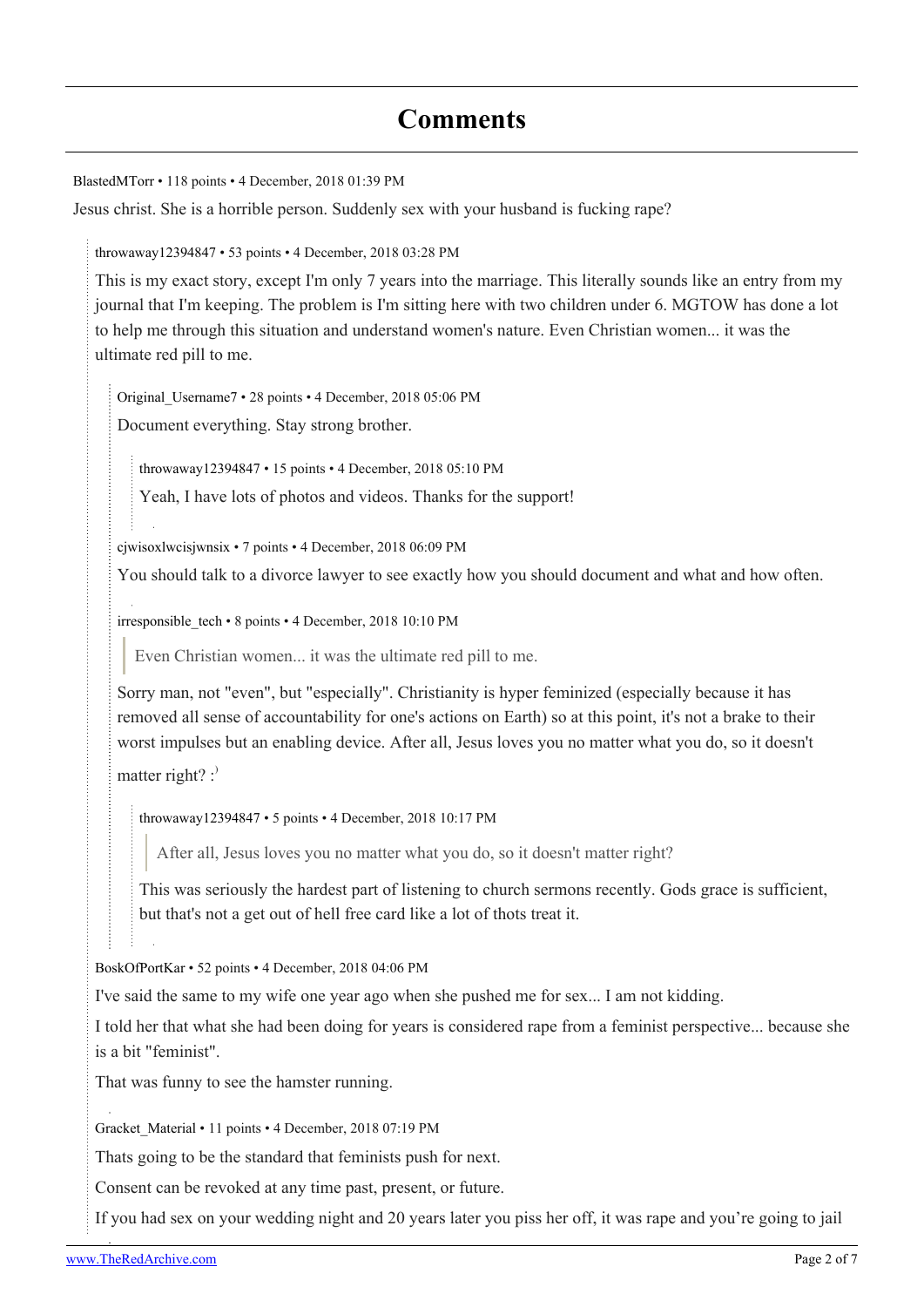# Comments

BlastedMTorr • 118 points • 4 December, 2018 01:39 PM

Jesus christ. She is a horrible person. Suddenly sex with your husband is fucking rape?

> throwaway12394847 • 53 points • 4 December, 2018 03:28 PM
>
> This is my exact story, except I'm only 7 years into the marriage. This literally sounds like an entry from my journal that I'm keeping. The problem is I'm sitting here with two children under 6. MGTOW has done a lot to help me through this situation and understand women's nature. Even Christian women... it was the ultimate red pill to me.
>
> > Original_Username7 • 28 points • 4 December, 2018 05:06 PM
> >
> > Document everything. Stay strong brother.
> >
> > > throwaway12394847 • 15 points • 4 December, 2018 05:10 PM
> > >
> > > Yeah, I have lots of photos and videos. Thanks for the support!
> >
> > cjwisoxlwcisjwnsix • 7 points • 4 December, 2018 06:09 PM
> >
> > You should talk to a divorce lawyer to see exactly how you should document and what and how often.
> >
> > irresponsible_tech • 8 points • 4 December, 2018 10:10 PM
> >
> > > Even Christian women... it was the ultimate red pill to me.
> >
> > Sorry man, not "even", but "especially". Christianity is hyper feminized (especially because it has removed all sense of accountability for one's actions on Earth) so at this point, it's not a brake to their worst impulses but an enabling device. After all, Jesus loves you no matter what you do, so it doesn't matter right? :)
> >
> > > throwaway12394847 • 5 points • 4 December, 2018 10:17 PM
> > >
> > > > After all, Jesus loves you no matter what you do, so it doesn't matter right?
> > >
> > > This was seriously the hardest part of listening to church sermons recently. Gods grace is sufficient, but that's not a get out of hell free card like a lot of thots treat it.
>
> BoskOfPortKar • 52 points • 4 December, 2018 04:06 PM
>
> I've said the same to my wife one year ago when she pushed me for sex... I am not kidding.
>
> I told her that what she had been doing for years is considered rape from a feminist perspective... because she is a bit "feminist".
>
> That was funny to see the hamster running.
>
> Gracket_Material • 11 points • 4 December, 2018 07:19 PM
>
> Thats going to be the standard that feminists push for next.
>
> Consent can be revoked at any time past, present, or future.
>
> If you had sex on your wedding night and 20 years later you piss her off, it was rape and you're going to jail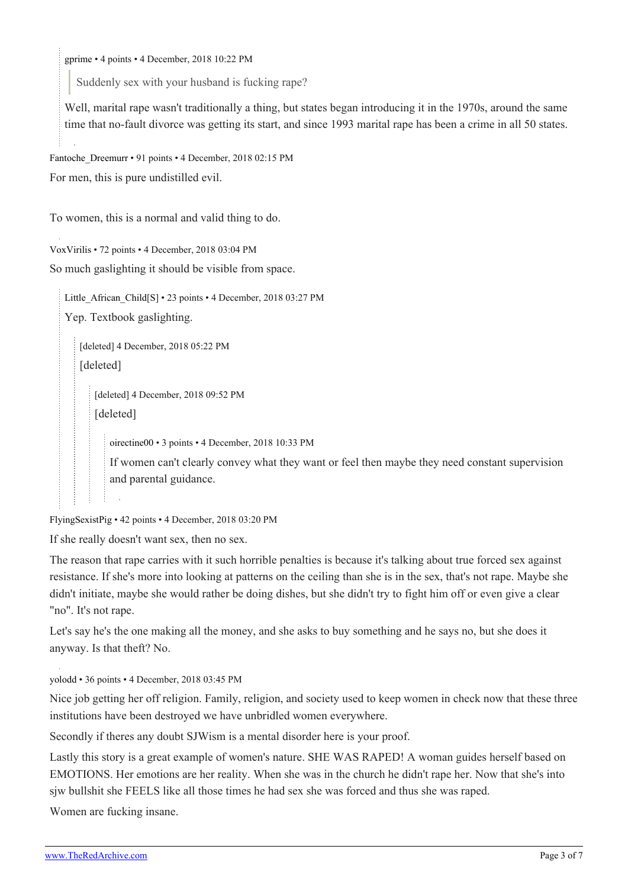gprime • 4 points • 4 December, 2018 10:22 PM

> Suddenly sex with your husband is fucking rape?

Well, marital rape wasn't traditionally a thing, but states began introducing it in the 1970s, around the same time that no-fault divorce was getting its start, and since 1993 marital rape has been a crime in all 50 states.

Fantoche_Dreemurr • 91 points • 4 December, 2018 02:15 PM

For men, this is pure undistilled evil.

To women, this is a normal and valid thing to do.

VoxVirilis • 72 points • 4 December, 2018 03:04 PM

So much gaslighting it should be visible from space.

Little_African_Child[S] • 23 points • 4 December, 2018 03:27 PM

Yep. Textbook gaslighting.

[deleted] 4 December, 2018 05:22 PM

[deleted]

[deleted] 4 December, 2018 09:52 PM

[deleted]

oirectine00 • 3 points • 4 December, 2018 10:33 PM

If women can't clearly convey what they want or feel then maybe they need constant supervision and parental guidance.

FlyingSexistPig • 42 points • 4 December, 2018 03:20 PM

If she really doesn't want sex, then no sex.

The reason that rape carries with it such horrible penalties is because it's talking about true forced sex against resistance. If she's more into looking at patterns on the ceiling than she is in the sex, that's not rape. Maybe she didn't initiate, maybe she would rather be doing dishes, but she didn't try to fight him off or even give a clear "no". It's not rape.

Let's say he's the one making all the money, and she asks to buy something and he says no, but she does it anyway. Is that theft? No.

yolodd • 36 points • 4 December, 2018 03:45 PM

Nice job getting her off religion. Family, religion, and society used to keep women in check now that these three institutions have been destroyed we have unbridled women everywhere.

Secondly if theres any doubt SJWism is a mental disorder here is your proof.

Lastly this story is a great example of women's nature. SHE WAS RAPED! A woman guides herself based on EMOTIONS. Her emotions are her reality. When she was in the church he didn't rape her. Now that she's into sjw bullshit she FEELS like all those times he had sex she was forced and thus she was raped.

Women are fucking insane.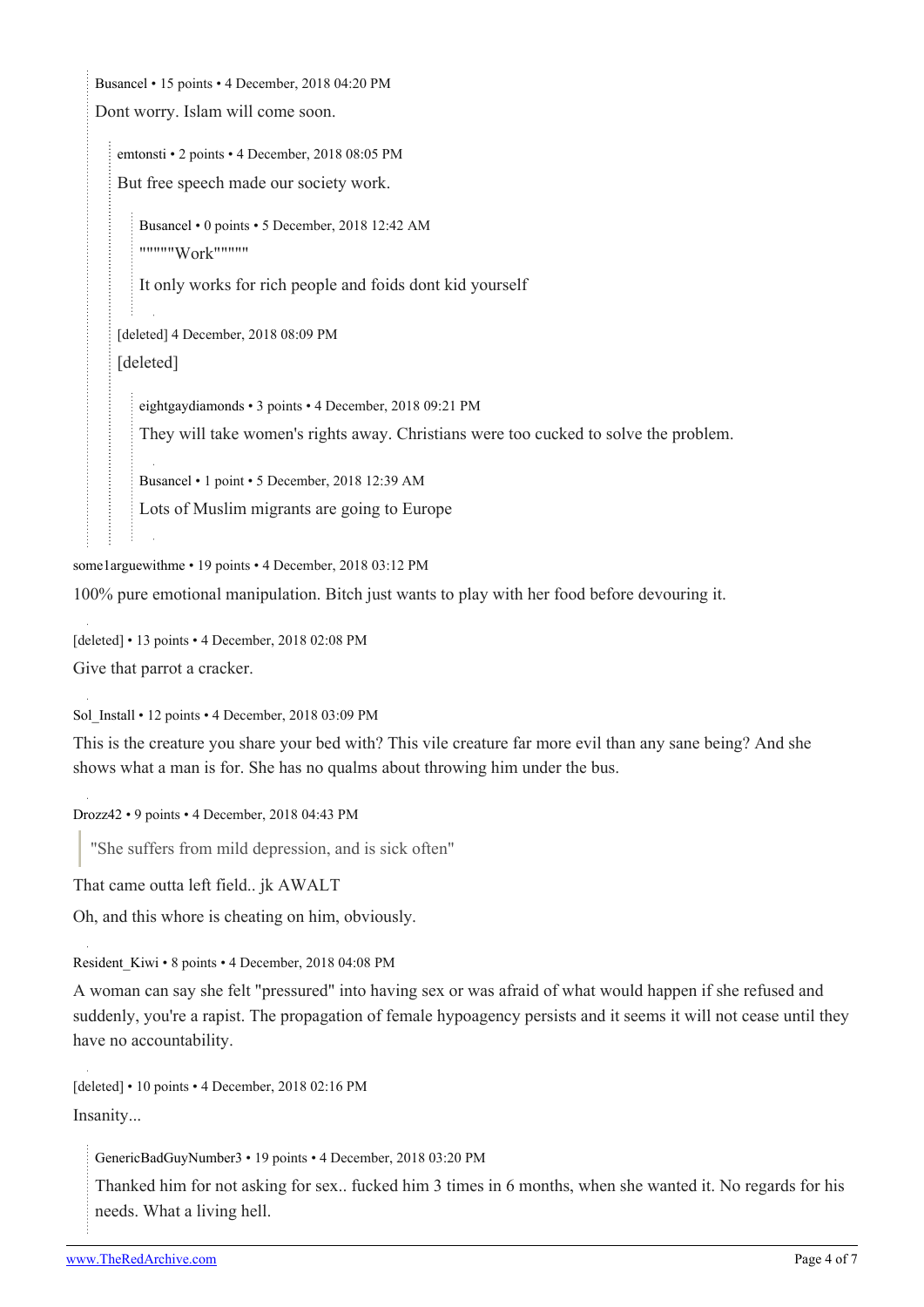Busancel • 15 points • 4 December, 2018 04:20 PM

Dont worry. Islam will come soon.

> emtonsti • 2 points • 4 December, 2018 08:05 PM
>
> But free speech made our society work.
>
> > Busancel • 0 points • 5 December, 2018 12:42 AM
> >
> > """"""Work""""""
> >
> > It only works for rich people and foids dont kid yourself
>
> [deleted] 4 December, 2018 08:09 PM
>
> [deleted]
>
> > eightgaydiamonds • 3 points • 4 December, 2018 09:21 PM
> >
> > They will take women's rights away. Christians were too cucked to solve the problem.
> >
> > Busancel • 1 point • 5 December, 2018 12:39 AM
> >
> > Lots of Muslim migrants are going to Europe

some1arguewithme • 19 points • 4 December, 2018 03:12 PM

100% pure emotional manipulation. Bitch just wants to play with her food before devouring it.

[deleted] • 13 points • 4 December, 2018 02:08 PM

Give that parrot a cracker.

Sol_Install • 12 points • 4 December, 2018 03:09 PM

This is the creature you share your bed with? This vile creature far more evil than any sane being? And she shows what a man is for. She has no qualms about throwing him under the bus.

Drozz42 • 9 points • 4 December, 2018 04:43 PM

> "She suffers from mild depression, and is sick often"

That came outta left field.. jk AWALT

Oh, and this whore is cheating on him, obviously.

Resident_Kiwi • 8 points • 4 December, 2018 04:08 PM

A woman can say she felt "pressured" into having sex or was afraid of what would happen if she refused and suddenly, you're a rapist. The propagation of female hypoagency persists and it seems it will not cease until they have no accountability.

[deleted] • 10 points • 4 December, 2018 02:16 PM

Insanity...

> GenericBadGuyNumber3 • 19 points • 4 December, 2018 03:20 PM
>
> Thanked him for not asking for sex.. fucked him 3 times in 6 months, when she wanted it. No regards for his needs. What a living hell.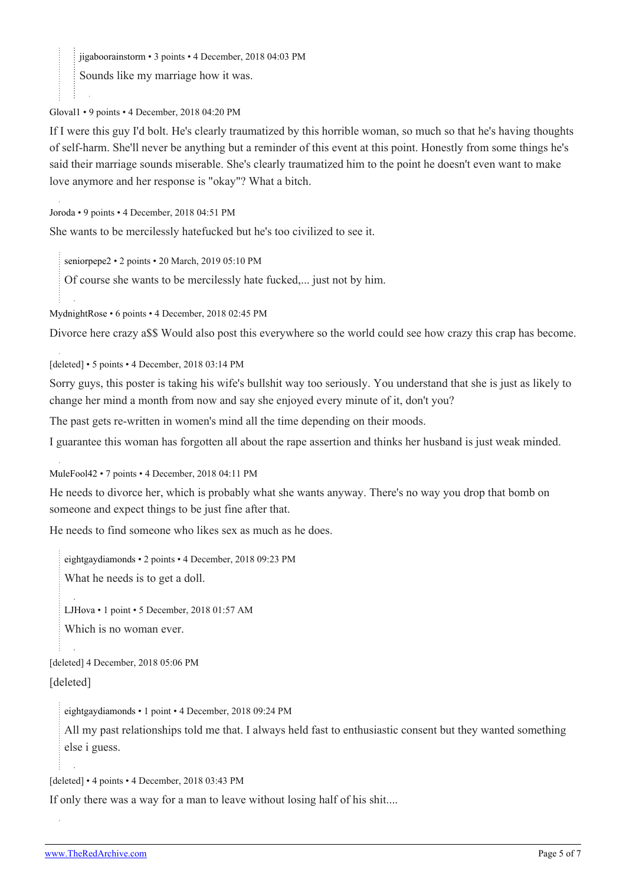> > jigaboorainstorm • 3 points • 4 December, 2018 04:03 PM
> >
> > Sounds like my marriage how it was.

Gloval1 • 9 points • 4 December, 2018 04:20 PM

If I were this guy I'd bolt. He's clearly traumatized by this horrible woman, so much so that he's having thoughts of self-harm. She'll never be anything but a reminder of this event at this point. Honestly from some things he's said their marriage sounds miserable. She's clearly traumatized him to the point he doesn't even want to make love anymore and her response is "okay"? What a bitch.

Joroda • 9 points • 4 December, 2018 04:51 PM

She wants to be mercilessly hatefucked but he's too civilized to see it.

> seniorpepe2 • 2 points • 20 March, 2019 05:10 PM
>
> Of course she wants to be mercilessly hate fucked,... just not by him.

MydnightRose • 6 points • 4 December, 2018 02:45 PM

Divorce here crazy a$$ Would also post this everywhere so the world could see how crazy this crap has become.

[deleted] • 5 points • 4 December, 2018 03:14 PM

Sorry guys, this poster is taking his wife's bullshit way too seriously. You understand that she is just as likely to change her mind a month from now and say she enjoyed every minute of it, don't you?

The past gets re-written in women's mind all the time depending on their moods.

I guarantee this woman has forgotten all about the rape assertion and thinks her husband is just weak minded.

MuleFool42 • 7 points • 4 December, 2018 04:11 PM

He needs to divorce her, which is probably what she wants anyway. There's no way you drop that bomb on someone and expect things to be just fine after that.

He needs to find someone who likes sex as much as he does.

> eightgaydiamonds • 2 points • 4 December, 2018 09:23 PM
>
> What he needs is to get a doll.
>
> LJHova • 1 point • 5 December, 2018 01:57 AM
>
> Which is no woman ever.

[deleted] 4 December, 2018 05:06 PM

[deleted]

> eightgaydiamonds • 1 point • 4 December, 2018 09:24 PM
>
> All my past relationships told me that. I always held fast to enthusiastic consent but they wanted something else i guess.

[deleted] • 4 points • 4 December, 2018 03:43 PM

If only there was a way for a man to leave without losing half of his shit....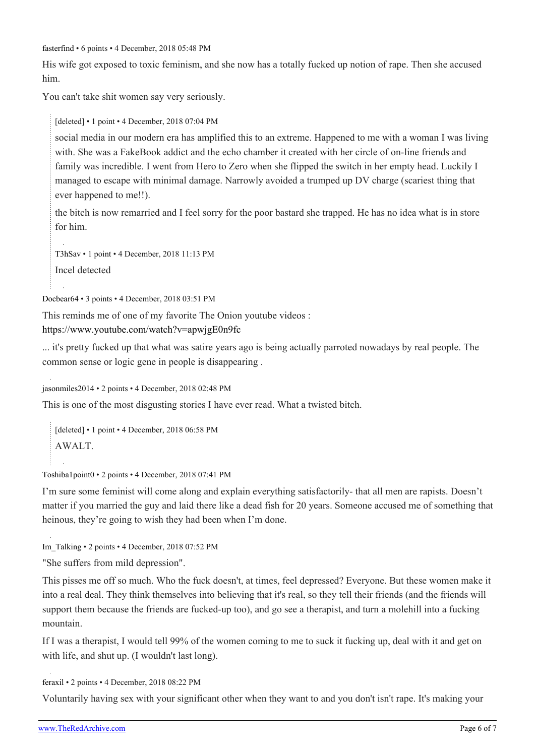fasterfind • 6 points • 4 December, 2018 05:48 PM

His wife got exposed to toxic feminism, and she now has a totally fucked up notion of rape. Then she accused him.

You can't take shit women say very seriously.

> [deleted] • 1 point • 4 December, 2018 07:04 PM
>
> social media in our modern era has amplified this to an extreme. Happened to me with a woman I was living with. She was a FakeBook addict and the echo chamber it created with her circle of on-line friends and family was incredible. I went from Hero to Zero when she flipped the switch in her empty head. Luckily I managed to escape with minimal damage. Narrowly avoided a trumped up DV charge (scariest thing that ever happened to me!!).
>
> the bitch is now remarried and I feel sorry for the poor bastard she trapped. He has no idea what is in store for him.
>
> T3hSav • 1 point • 4 December, 2018 11:13 PM
>
> Incel detected

Docbear64 • 3 points • 4 December, 2018 03:51 PM

This reminds me of one of my favorite The Onion youtube videos :
https://www.youtube.com/watch?v=apwjgE0n9fc

... it's pretty fucked up that what was satire years ago is being actually parroted nowadays by real people. The common sense or logic gene in people is disappearing .

jasonmiles2014 • 2 points • 4 December, 2018 02:48 PM

This is one of the most disgusting stories I have ever read. What a twisted bitch.

> [deleted] • 1 point • 4 December, 2018 06:58 PM
>
> AWALT.

Toshiba1point0 • 2 points • 4 December, 2018 07:41 PM

I'm sure some feminist will come along and explain everything satisfactorily- that all men are rapists. Doesn't matter if you married the guy and laid there like a dead fish for 20 years. Someone accused me of something that heinous, they're going to wish they had been when I'm done.

Im_Talking • 2 points • 4 December, 2018 07:52 PM

"She suffers from mild depression".

This pisses me off so much. Who the fuck doesn't, at times, feel depressed? Everyone. But these women make it into a real deal. They think themselves into believing that it's real, so they tell their friends (and the friends will support them because the friends are fucked-up too), and go see a therapist, and turn a molehill into a fucking mountain.

If I was a therapist, I would tell 99% of the women coming to me to suck it fucking up, deal with it and get on with life, and shut up. (I wouldn't last long).

feraxil • 2 points • 4 December, 2018 08:22 PM

Voluntarily having sex with your significant other when they want to and you don't isn't rape. It's making your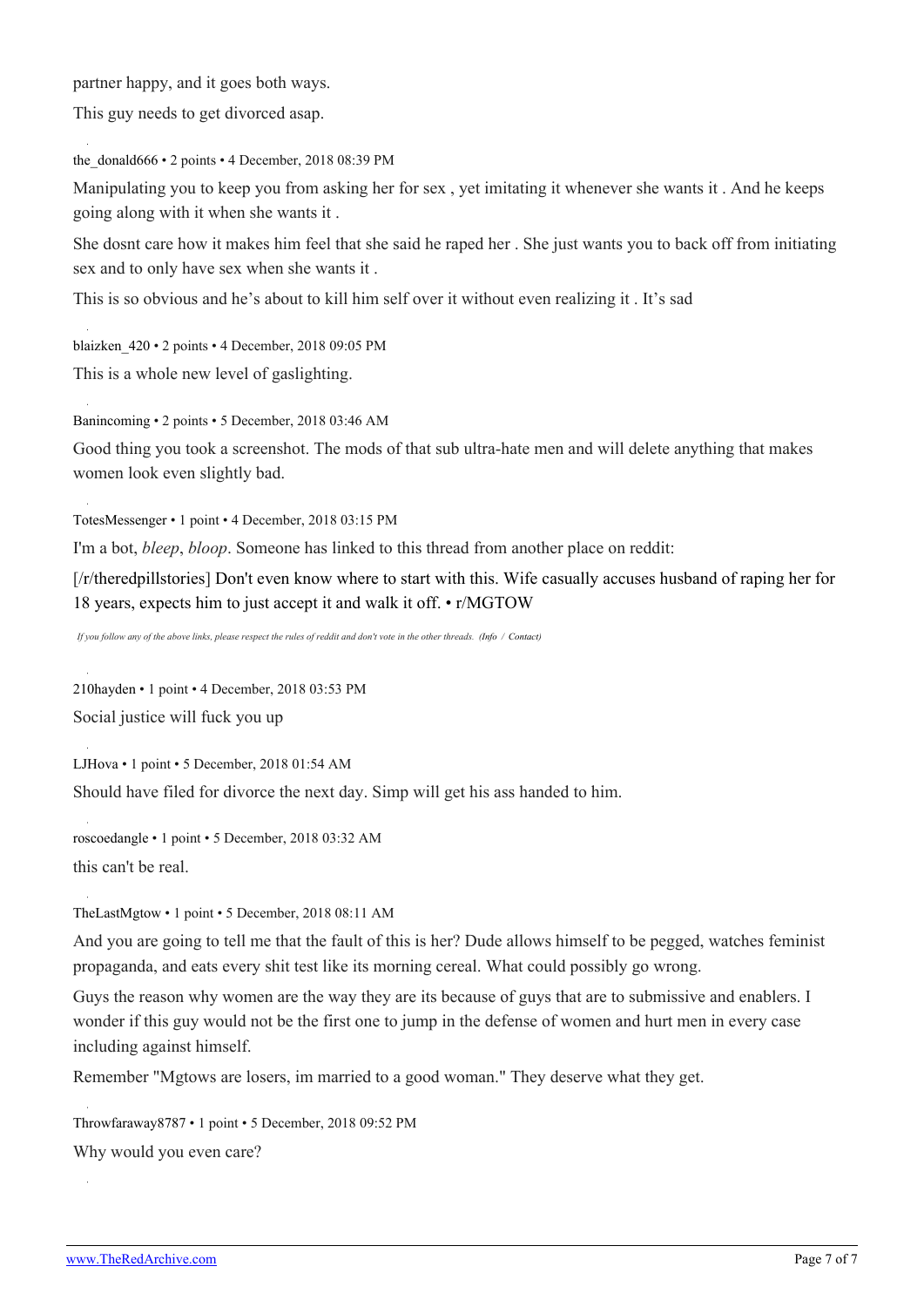partner happy, and it goes both ways.

This guy needs to get divorced asap.

the_donald666 • 2 points • 4 December, 2018 08:39 PM

Manipulating you to keep you from asking her for sex , yet imitating it whenever she wants it . And he keeps going along with it when she wants it .

She dosnt care how it makes him feel that she said he raped her . She just wants you to back off from initiating sex and to only have sex when she wants it .

This is so obvious and he's about to kill him self over it without even realizing it . It's sad

blaizken_420 • 2 points • 4 December, 2018 09:05 PM

This is a whole new level of gaslighting.

Banincoming • 2 points • 5 December, 2018 03:46 AM

Good thing you took a screenshot. The mods of that sub ultra-hate men and will delete anything that makes women look even slightly bad.

TotesMessenger • 1 point • 4 December, 2018 03:15 PM

I'm a bot, *bleep*, *bloop*. Someone has linked to this thread from another place on reddit:

[/r/theredpillstories] Don't even know where to start with this. Wife casually accuses husband of raping her for 18 years, expects him to just accept it and walk it off. • r/MGTOW

*If you follow any of the above links, please respect the rules of reddit and don't vote in the other threads. (Info / Contact)*

210hayden • 1 point • 4 December, 2018 03:53 PM

Social justice will fuck you up

LJHova • 1 point • 5 December, 2018 01:54 AM

Should have filed for divorce the next day. Simp will get his ass handed to him.

roscoedangle • 1 point • 5 December, 2018 03:32 AM

this can't be real.

TheLastMgtow • 1 point • 5 December, 2018 08:11 AM

And you are going to tell me that the fault of this is her? Dude allows himself to be pegged, watches feminist propaganda, and eats every shit test like its morning cereal. What could possibly go wrong.

Guys the reason why women are the way they are its because of guys that are to submissive and enablers. I wonder if this guy would not be the first one to jump in the defense of women and hurt men in every case including against himself.

Remember "Mgtows are losers, im married to a good woman." They deserve what they get.

Throwfaraway8787 • 1 point • 5 December, 2018 09:52 PM

Why would you even care?